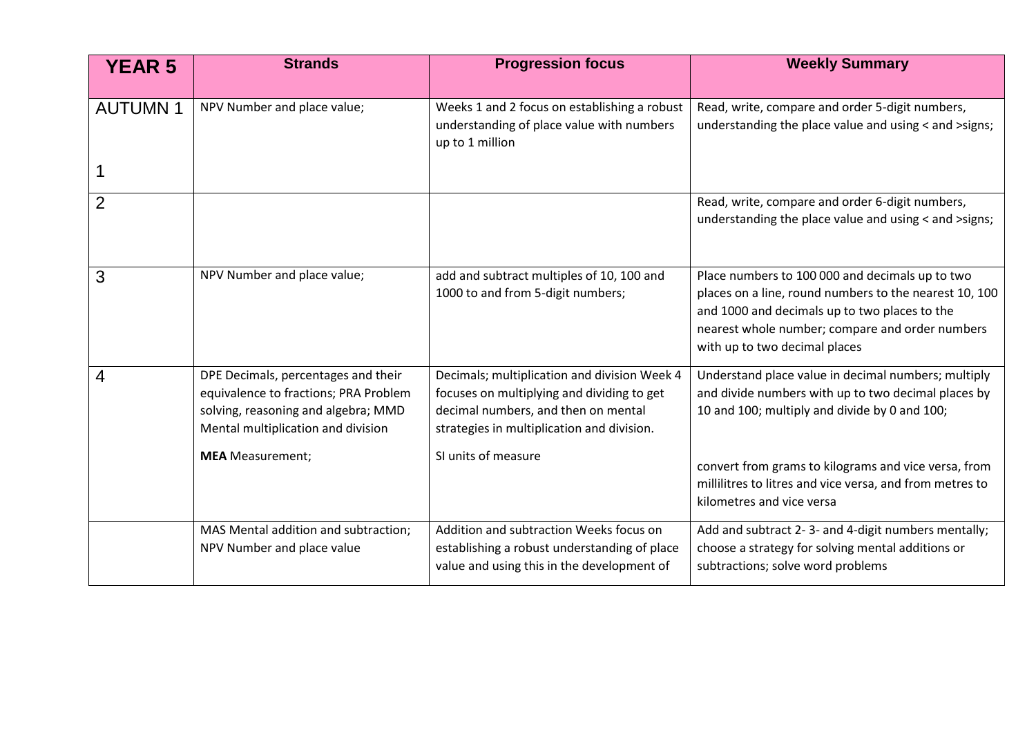| YEAR 5 | Strands | Progression focus | Weekly Summary |
|---|---|---|---|
| AUTUMN 1<br><br>1 | NPV Number and place value; | Weeks 1 and 2 focus on establishing a robust understanding of place value with numbers up to 1 million | Read, write, compare and order 5-digit numbers, understanding the place value and using < and >signs; |
| 2 | | | Read, write, compare and order 6-digit numbers, understanding the place value and using < and >signs; |
| 3 | NPV Number and place value; | add and subtract multiples of 10, 100 and 1000 to and from 5-digit numbers; | Place numbers to 100 000 and decimals up to two places on a line, round numbers to the nearest 10, 100 and 1000 and decimals up to two places to the nearest whole number; compare and order numbers with up to two decimal places |
| 4 | DPE Decimals, percentages and their equivalence to fractions; PRA Problem solving, reasoning and algebra; MMD Mental multiplication and division<br><br>**MEA** Measurement; | Decimals; multiplication and division Week 4 focuses on multiplying and dividing to get decimal numbers, and then on mental strategies in multiplication and division.<br><br>SI units of measure | Understand place value in decimal numbers; multiply and divide numbers with up to two decimal places by 10 and 100; multiply and divide by 0 and 100;<br><br>convert from grams to kilograms and vice versa, from millilitres to litres and vice versa, and from metres to kilometres and vice versa |
| | MAS Mental addition and subtraction; NPV Number and place value | Addition and subtraction Weeks focus on establishing a robust understanding of place value and using this in the development of | Add and subtract 2- 3- and 4-digit numbers mentally; choose a strategy for solving mental additions or subtractions; solve word problems |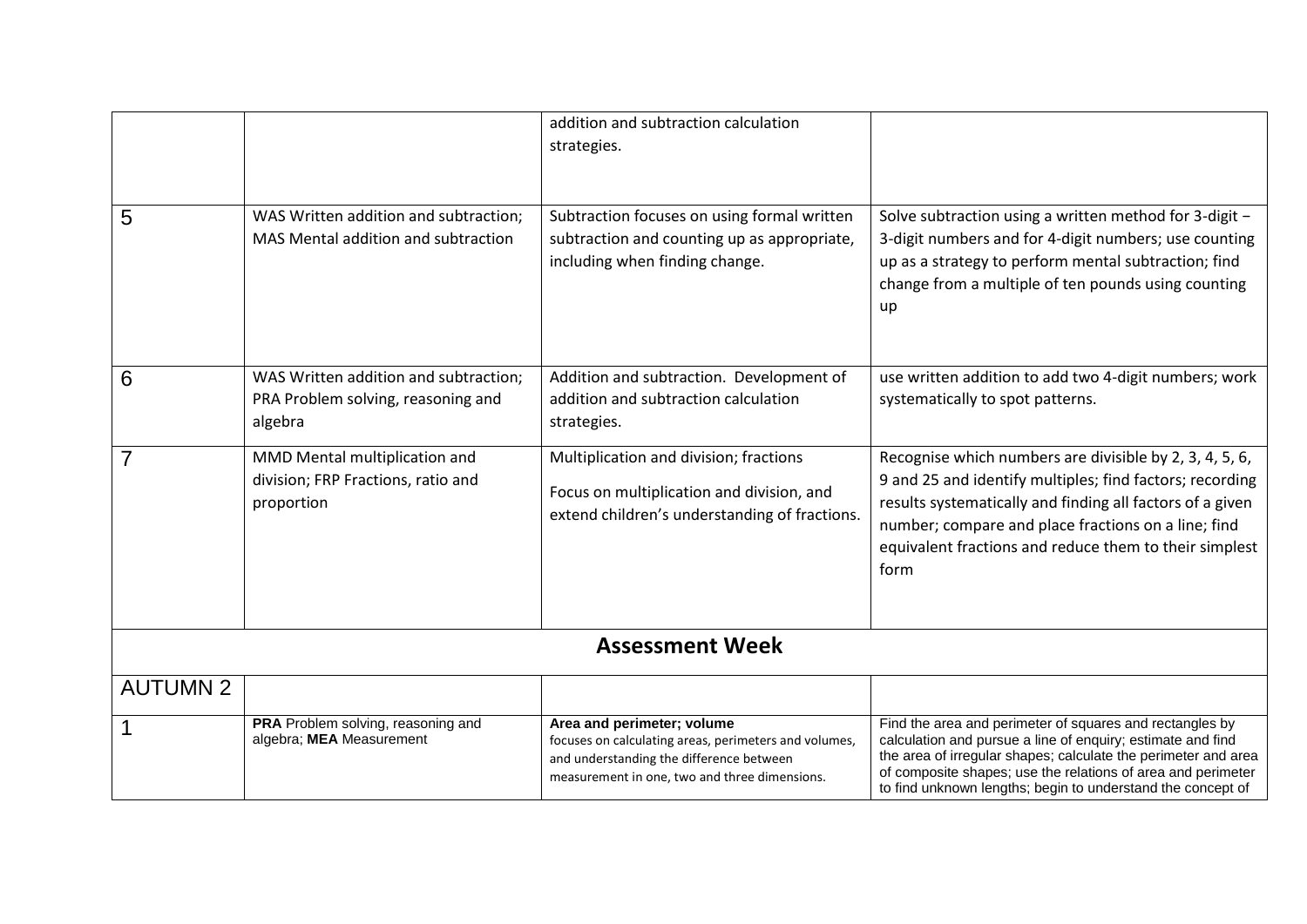| | | | |
|---|---|---|---|
| | | addition and subtraction calculation strategies. | |
| 5 | WAS Written addition and subtraction; MAS Mental addition and subtraction | Subtraction focuses on using formal written subtraction and counting up as appropriate, including when finding change. | Solve subtraction using a written method for 3-digit − 3-digit numbers and for 4-digit numbers; use counting up as a strategy to perform mental subtraction; find change from a multiple of ten pounds using counting up |
| 6 | WAS Written addition and subtraction; PRA Problem solving, reasoning and algebra | Addition and subtraction. Development of addition and subtraction calculation strategies. | use written addition to add two 4-digit numbers; work systematically to spot patterns. |
| 7 | MMD Mental multiplication and division; FRP Fractions, ratio and proportion | Multiplication and division; fractions<br>Focus on multiplication and division, and extend children's understanding of fractions. | Recognise which numbers are divisible by 2, 3, 4, 5, 6, 9 and 25 and identify multiples; find factors; recording results systematically and finding all factors of a given number; compare and place fractions on a line; find equivalent fractions and reduce them to their simplest form |
| **Assessment Week** | | | |
| AUTUMN 2 | | | |
| 1 | **PRA** Problem solving, reasoning and algebra; **MEA** Measurement | **Area and perimeter; volume**<br>focuses on calculating areas, perimeters and volumes, and understanding the difference between measurement in one, two and three dimensions. | Find the area and perimeter of squares and rectangles by calculation and pursue a line of enquiry; estimate and find the area of irregular shapes; calculate the perimeter and area of composite shapes; use the relations of area and perimeter to find unknown lengths; begin to understand the concept of |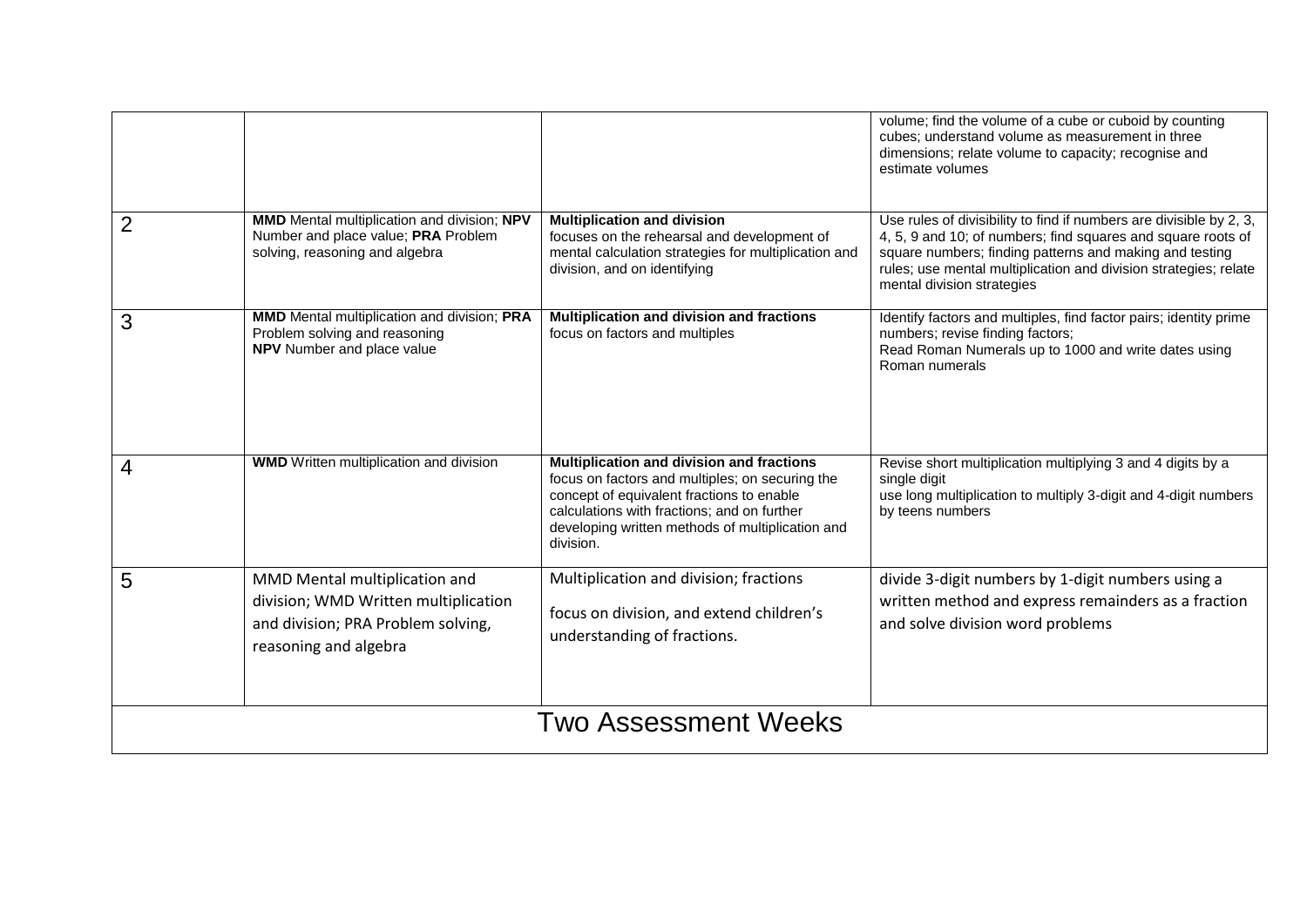| | | | |
|---|---|---|---|
| | | | volume; find the volume of a cube or cuboid by counting cubes; understand volume as measurement in three dimensions; relate volume to capacity; recognise and estimate volumes |
| 2 | **MMD** Mental multiplication and division; **NPV** Number and place value; **PRA** Problem solving, reasoning and algebra | **Multiplication and division** focuses on the rehearsal and development of mental calculation strategies for multiplication and division, and on identifying | Use rules of divisibility to find if numbers are divisible by 2, 3, 4, 5, 9 and 10; of numbers; find squares and square roots of square numbers; finding patterns and making and testing rules; use mental multiplication and division strategies; relate mental division strategies |
| 3 | **MMD** Mental multiplication and division; **PRA** Problem solving and reasoning **NPV** Number and place value | **Multiplication and division and fractions** focus on factors and multiples | Identify factors and multiples, find factor pairs; identity prime numbers; revise finding factors; Read Roman Numerals up to 1000 and write dates using Roman numerals |
| 4 | **WMD** Written multiplication and division | **Multiplication and division and fractions** focus on factors and multiples; on securing the concept of equivalent fractions to enable calculations with fractions; and on further developing written methods of multiplication and division. | Revise short multiplication multiplying 3 and 4 digits by a single digit use long multiplication to multiply 3-digit and 4-digit numbers by teens numbers |
| 5 | MMD Mental multiplication and division; WMD Written multiplication and division; PRA Problem solving, reasoning and algebra | Multiplication and division; fractions focus on division, and extend children's understanding of fractions. | divide 3-digit numbers by 1-digit numbers using a written method and express remainders as a fraction and solve division word problems |
| Two Assessment Weeks | | | |